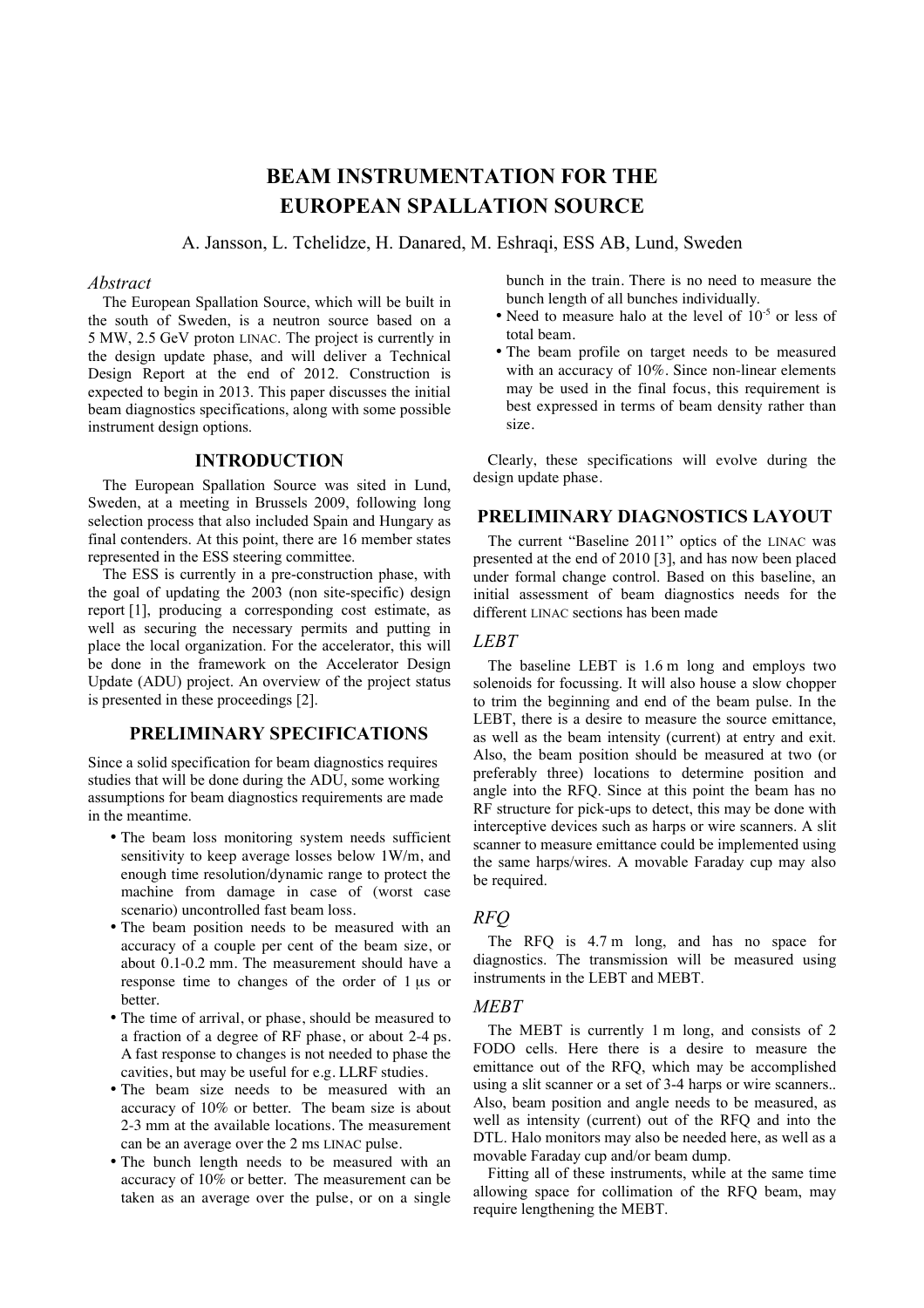# BEAM INSTRUMENTATION FOR THE EUROPEAN SPALLATION SOURCE

A. Jansson, L. Tchelidze, H. Danared, M. Eshraqi, ESS AB, Lund, Sweden

*Abstract*

The European Spallation Source, which will be built in the south of Sweden, is a neutron source based on a 5 MW, 2.5 GeV proton LINAC. The project is currently in the design update phase, and will deliver a Technical Design Report at the end of 2012. Construction is expected to begin in 2013. This paper discusses the initial beam diagnostics specifications, along with some possible instrument design options.

## INTRODUCTION

The European Spallation Source was sited in Lund, Sweden, at a meeting in Brussels 2009, following long selection process that also included Spain and Hungary as final contenders. At this point, there are 16 member states represented in the ESS steering committee.

The ESS is currently in a pre-construction phase, with the goal of updating the 2003 (non site-specific) design report [1], producing a corresponding cost estimate, as well as securing the necessary permits and putting in place the local organization. For the accelerator, this will be done in the framework on the Accelerator Design Update (ADU) project. An overview of the project status is presented in these proceedings [2].

## PRELIMINARY SPECIFICATIONS

Since a solid specification for beam diagnostics requires studies that will be done during the ADU, some working assumptions for beam diagnostics requirements are made in the meantime.

- The beam loss monitoring system needs sufficient sensitivity to keep average losses below 1W/m, and enough time resolution/dynamic range to protect the machine from damage in case of (worst case scenario) uncontrolled fast beam loss.
- The beam position needs to be measured with an accuracy of a couple per cent of the beam size, or about 0.1-0.2 mm. The measurement should have a response time to changes of the order of 1 μs or better.
- The time of arrival, or phase, should be measured to a fraction of a degree of RF phase, or about 2-4 ps. A fast response to changes is not needed to phase the cavities, but may be useful for e.g. LLRF studies.
- The beam size needs to be measured with an accuracy of 10% or better. The beam size is about 2-3 mm at the available locations. The measurement can be an average over the 2 ms LINAC pulse.
- The bunch length needs to be measured with an accuracy of 10% or better. The measurement can be taken as an average over the pulse, or on a single bunch in the train. There is no need to measure the bunch length of all bunches individually.
- Need to measure halo at the level of $10^{-5}$ or less of total beam.
- The beam profile on target needs to be measured with an accuracy of 10%. Since non-linear elements may be used in the final focus, this requirement is best expressed in terms of beam density rather than size.

Clearly, these specifications will evolve during the design update phase.

## PRELIMINARY DIAGNOSTICS LAYOUT

The current "Baseline 2011" optics of the LINAC was presented at the end of 2010 [3], and has now been placed under formal change control. Based on this baseline, an initial assessment of beam diagnostics needs for the different LINAC sections has been made

### *LEBT*

The baseline LEBT is 1.6 m long and employs two solenoids for focussing. It will also house a slow chopper to trim the beginning and end of the beam pulse. In the LEBT, there is a desire to measure the source emittance, as well as the beam intensity (current) at entry and exit. Also, the beam position should be measured at two (or preferably three) locations to determine position and angle into the RFQ. Since at this point the beam has no RF structure for pick-ups to detect, this may be done with interceptive devices such as harps or wire scanners. A slit scanner to measure emittance could be implemented using the same harps/wires. A movable Faraday cup may also be required.

### *RFQ*

The RFQ is 4.7 m long, and has no space for diagnostics. The transmission will be measured using instruments in the LEBT and MEBT.

### *MEBT*

The MEBT is currently 1 m long, and consists of 2 FODO cells. Here there is a desire to measure the emittance out of the RFQ, which may be accomplished using a slit scanner or a set of 3-4 harps or wire scanners.. Also, beam position and angle needs to be measured, as well as intensity (current) out of the RFQ and into the DTL. Halo monitors may also be needed here, as well as a movable Faraday cup and/or beam dump.

Fitting all of these instruments, while at the same time allowing space for collimation of the RFQ beam, may require lengthening the MEBT.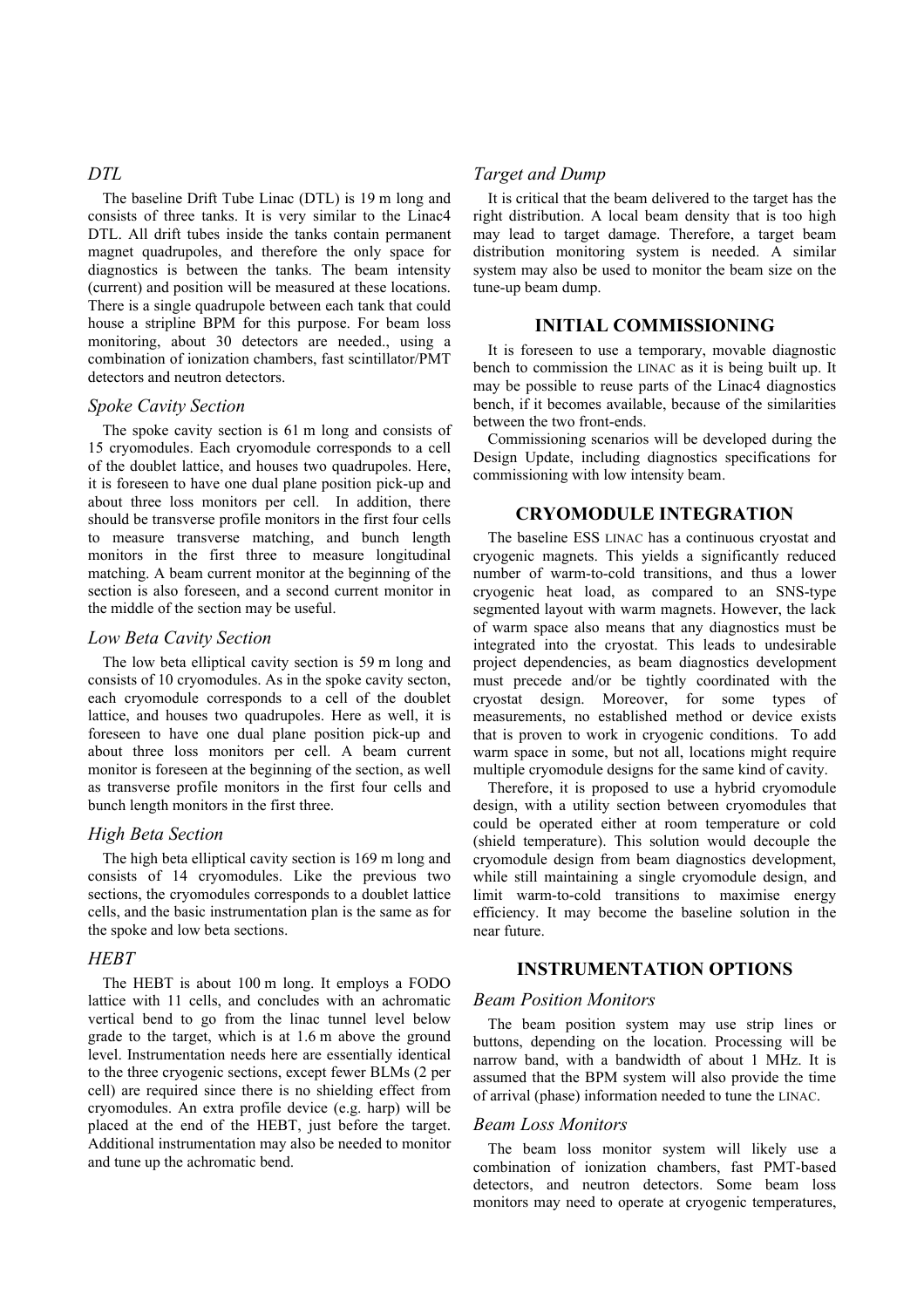### DTL

The baseline Drift Tube Linac (DTL) is 19 m long and consists of three tanks. It is very similar to the Linac4 DTL. All drift tubes inside the tanks contain permanent magnet quadrupoles, and therefore the only space for diagnostics is between the tanks. The beam intensity (current) and position will be measured at these locations. There is a single quadrupole between each tank that could house a stripline BPM for this purpose. For beam loss monitoring, about 30 detectors are needed., using a combination of ionization chambers, fast scintillator/PMT detectors and neutron detectors.

### Spoke Cavity Section

The spoke cavity section is 61 m long and consists of 15 cryomodules. Each cryomodule corresponds to a cell of the doublet lattice, and houses two quadrupoles. Here, it is foreseen to have one dual plane position pick-up and about three loss monitors per cell. In addition, there should be transverse profile monitors in the first four cells to measure transverse matching, and bunch length monitors in the first three to measure longitudinal matching. A beam current monitor at the beginning of the section is also foreseen, and a second current monitor in the middle of the section may be useful.

### Low Beta Cavity Section

The low beta elliptical cavity section is 59 m long and consists of 10 cryomodules. As in the spoke cavity secton, each cryomodule corresponds to a cell of the doublet lattice, and houses two quadrupoles. Here as well, it is foreseen to have one dual plane position pick-up and about three loss monitors per cell. A beam current monitor is foreseen at the beginning of the section, as well as transverse profile monitors in the first four cells and bunch length monitors in the first three.

### High Beta Section

The high beta elliptical cavity section is 169 m long and consists of 14 cryomodules. Like the previous two sections, the cryomodules corresponds to a doublet lattice cells, and the basic instrumentation plan is the same as for the spoke and low beta sections.

### HEBT

The HEBT is about 100 m long. It employs a FODO lattice with 11 cells, and concludes with an achromatic vertical bend to go from the linac tunnel level below grade to the target, which is at 1.6 m above the ground level. Instrumentation needs here are essentially identical to the three cryogenic sections, except fewer BLMs (2 per cell) are required since there is no shielding effect from cryomodules. An extra profile device (e.g. harp) will be placed at the end of the HEBT, just before the target. Additional instrumentation may also be needed to monitor and tune up the achromatic bend.

### Target and Dump

It is critical that the beam delivered to the target has the right distribution. A local beam density that is too high may lead to target damage. Therefore, a target beam distribution monitoring system is needed. A similar system may also be used to monitor the beam size on the tune-up beam dump.

## INITIAL COMMISSIONING

It is foreseen to use a temporary, movable diagnostic bench to commission the LINAC as it is being built up. It may be possible to reuse parts of the Linac4 diagnostics bench, if it becomes available, because of the similarities between the two front-ends.

Commissioning scenarios will be developed during the Design Update, including diagnostics specifications for commissioning with low intensity beam.

## CRYOMODULE INTEGRATION

The baseline ESS LINAC has a continuous cryostat and cryogenic magnets. This yields a significantly reduced number of warm-to-cold transitions, and thus a lower cryogenic heat load, as compared to an SNS-type segmented layout with warm magnets. However, the lack of warm space also means that any diagnostics must be integrated into the cryostat. This leads to undesirable project dependencies, as beam diagnostics development must precede and/or be tightly coordinated with the cryostat design. Moreover, for some types of measurements, no established method or device exists that is proven to work in cryogenic conditions. To add warm space in some, but not all, locations might require multiple cryomodule designs for the same kind of cavity.

Therefore, it is proposed to use a hybrid cryomodule design, with a utility section between cryomodules that could be operated either at room temperature or cold (shield temperature). This solution would decouple the cryomodule design from beam diagnostics development, while still maintaining a single cryomodule design, and limit warm-to-cold transitions to maximise energy efficiency. It may become the baseline solution in the near future.

## INSTRUMENTATION OPTIONS

### Beam Position Monitors

The beam position system may use strip lines or buttons, depending on the location. Processing will be narrow band, with a bandwidth of about 1 MHz. It is assumed that the BPM system will also provide the time of arrival (phase) information needed to tune the LINAC.

### Beam Loss Monitors

The beam loss monitor system will likely use a combination of ionization chambers, fast PMT-based detectors, and neutron detectors. Some beam loss monitors may need to operate at cryogenic temperatures,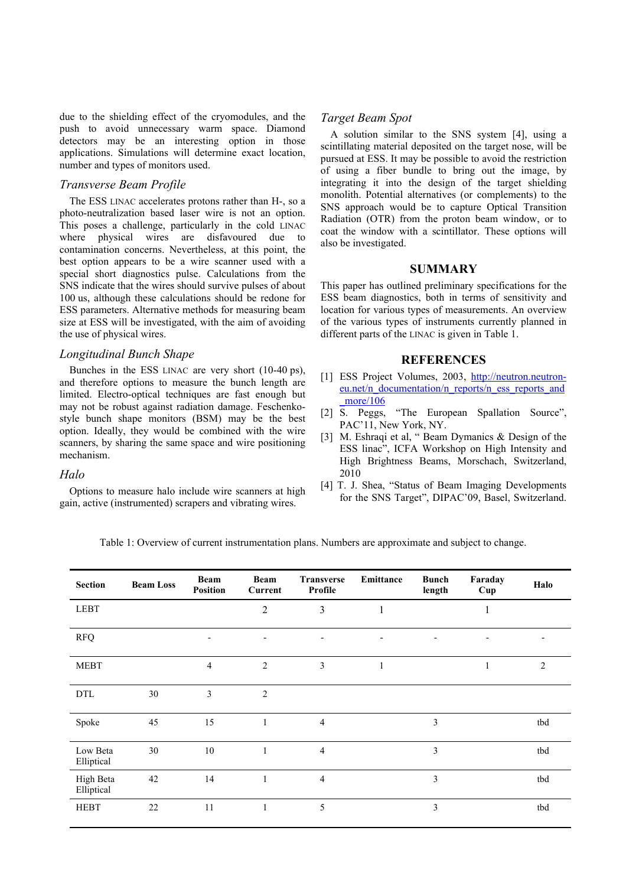due to the shielding effect of the cryomodules, and the push to avoid unnecessary warm space. Diamond detectors may be an interesting option in those applications. Simulations will determine exact location, number and types of monitors used.

### *Transverse Beam Profile*

The ESS LINAC accelerates protons rather than H-, so a photo-neutralization based laser wire is not an option. This poses a challenge, particularly in the cold LINAC where physical wires are disfavoured due to contamination concerns. Nevertheless, at this point, the best option appears to be a wire scanner used with a special short diagnostics pulse. Calculations from the SNS indicate that the wires should survive pulses of about 100 us, although these calculations should be redone for ESS parameters. Alternative methods for measuring beam size at ESS will be investigated, with the aim of avoiding the use of physical wires.

### *Longitudinal Bunch Shape*

Bunches in the ESS LINAC are very short (10-40 ps), and therefore options to measure the bunch length are limited. Electro-optical techniques are fast enough but may not be robust against radiation damage. Feschenko-style bunch shape monitors (BSM) may be the best option. Ideally, they would be combined with the wire scanners, by sharing the same space and wire positioning mechanism.

### *Halo*

Options to measure halo include wire scanners at high gain, active (instrumented) scrapers and vibrating wires.

### *Target Beam Spot*

A solution similar to the SNS system [4], using a scintillating material deposited on the target nose, will be pursued at ESS. It may be possible to avoid the restriction of using a fiber bundle to bring out the image, by integrating it into the design of the target shielding monolith. Potential alternatives (or complements) to the SNS approach would be to capture Optical Transition Radiation (OTR) from the proton beam window, or to coat the window with a scintillator. These options will also be investigated.

## SUMMARY

This paper has outlined preliminary specifications for the ESS beam diagnostics, both in terms of sensitivity and location for various types of measurements. An overview of the various types of instruments currently planned in different parts of the LINAC is given in Table 1.

## REFERENCES

[1] ESS Project Volumes, 2003, http://neutron.neutron-eu.net/n_documentation/n_reports/n_ess_reports_and_more/106

[2] S. Peggs, "The European Spallation Source", PAC'11, New York, NY.

[3] M. Eshraqi et al, " Beam Dymanics & Design of the ESS linac", ICFA Workshop on High Intensity and High Brightness Beams, Morschach, Switzerland, 2010

[4] T. J. Shea, "Status of Beam Imaging Developments for the SNS Target", DIPAC'09, Basel, Switzerland.

Table 1: Overview of current instrumentation plans. Numbers are approximate and subject to change.

| Section | Beam Loss | Beam Position | Beam Current | Transverse Profile | Emittance | Bunch length | Faraday Cup | Halo |
|---|---|---|---|---|---|---|---|---|
| LEBT | | | 2 | 3 | 1 | | 1 | |
| RFQ | | - | - | - | - | - | - | - |
| MEBT | | 4 | 2 | 3 | 1 | | 1 | 2 |
| DTL | 30 | 3 | 2 | | | | | |
| Spoke | 45 | 15 | 1 | 4 | | 3 | | tbd |
| Low Beta Elliptical | 30 | 10 | 1 | 4 | | 3 | | tbd |
| High Beta Elliptical | 42 | 14 | 1 | 4 | | 3 | | tbd |
| HEBT | 22 | 11 | 1 | 5 | | 3 | | tbd |